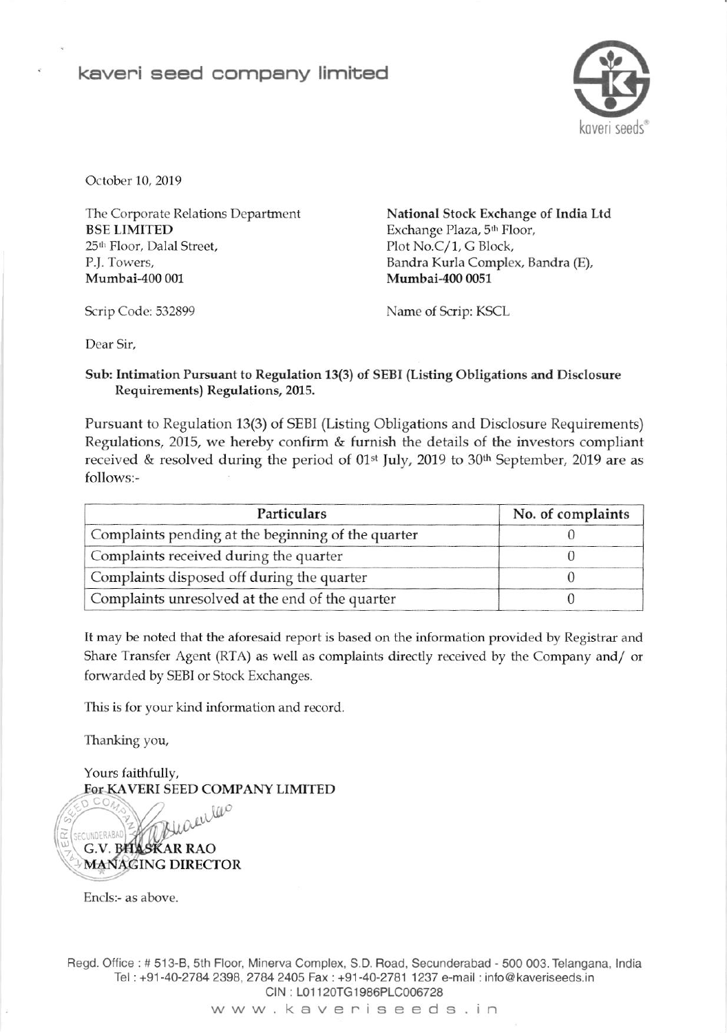# kaveri seed company limited

October 10, 2019

The Corporate Relations Department
**BSE LIMITED**
25th Floor, Dalal Street,
P.J. Towers,
**Mumbai-400 001**

Scrip Code: 532899

**National Stock Exchange of India Ltd**
Exchange Plaza, 5th Floor,
Plot No.C/1, G Block,
Bandra Kurla Complex, Bandra (E),
**Mumbai-400 0051**

Name of Scrip: KSCL

Dear Sir,

**Sub: Intimation Pursuant to Regulation 13(3) of SEBI (Listing Obligations and Disclosure Requirements) Regulations, 2015.**

Pursuant to Regulation 13(3) of SEBI (Listing Obligations and Disclosure Requirements) Regulations, 2015, we hereby confirm & furnish the details of the investors compliant received & resolved during the period of 01st July, 2019 to 30th September, 2019 are as follows:-

| Particulars | No. of complaints |
|---|---|
| Complaints pending at the beginning of the quarter | 0 |
| Complaints received during the quarter | 0 |
| Complaints disposed off during the quarter | 0 |
| Complaints unresolved at the end of the quarter | 0 |

It may be noted that the aforesaid report is based on the information provided by Registrar and Share Transfer Agent (RTA) as well as complaints directly received by the Company and/ or forwarded by SEBI or Stock Exchanges.

This is for your kind information and record.

Thanking you,

Yours faithfully,
**For KAVERI SEED COMPANY LIMITED**

**G.V. BHASKAR RAO**
**MANAGING DIRECTOR**

Encls:- as above.

Regd. Office : # 513-B, 5th Floor, Minerva Complex, S.D. Road, Secunderabad - 500 003. Telangana, India
Tel : +91-40-2784 2398, 2784 2405 Fax : +91-40-2781 1237 e-mail : info@kaveriseeds.in
CIN : L01120TG1986PLC006728
www.kaveriseeds.in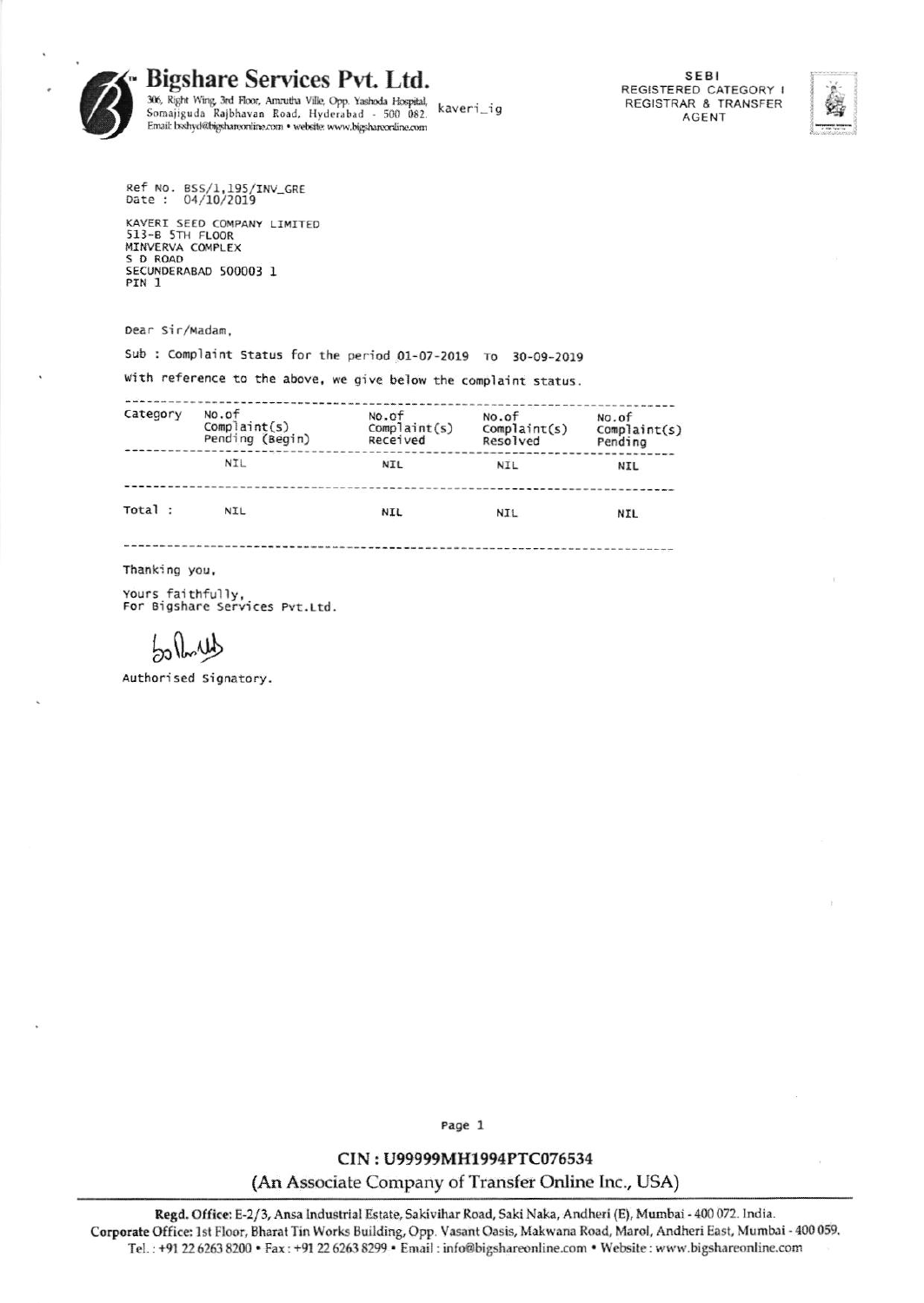# Bigshare Services Pvt. Ltd.

306, Right Wing, 3rd Floor, Amrutha Ville, Opp. Yashoda Hospital, Somajiguda Rajbhavan Road, Hyderabad - 500 082.
Email: bsshyd@bigshareonline.com • website: www.bigshareonline.com

kaveri_ig

SEBI
REGISTERED CATEGORY I
REGISTRAR & TRANSFER
AGENT

Ref No. BSS/1,195/INV_GRE
Date : 04/10/2019

KAVERI SEED COMPANY LIMITED
513-B 5TH FLOOR
MINVERVA COMPLEX
S D ROAD
SECUNDERABAD 500003 1
PIN 1

Dear Sir/Madam,

Sub : Complaint Status for the period 01-07-2019 To 30-09-2019

With reference to the above, we give below the complaint status.

| Category | No.of Complaint(s) Pending (Begin) | No.of Complaint(s) Received | No.of Complaint(s) Resolved | No.of Complaint(s) Pending |
|---|---|---|---|---|
| | NIL | NIL | NIL | NIL |
| Total : | NIL | NIL | NIL | NIL |

Thanking you,

Yours faithfully,
For Bigshare Services Pvt.Ltd.

Authorised Signatory.

**CIN : U99999MH1994PTC076534**

(An Associate Company of Transfer Online Inc., USA)

**Regd. Office:** E-2/3, Ansa Industrial Estate, Sakivihar Road, Saki Naka, Andheri (E), Mumbai - 400 072. India.
**Corporate Office:** 1st Floor, Bharat Tin Works Building, Opp. Vasant Oasis, Makwana Road, Marol, Andheri East, Mumbai - 400 059.
Tel. : +91 22 6263 8200 • Fax : +91 22 6263 8299 • Email : info@bigshareonline.com • Website : www.bigshareonline.com